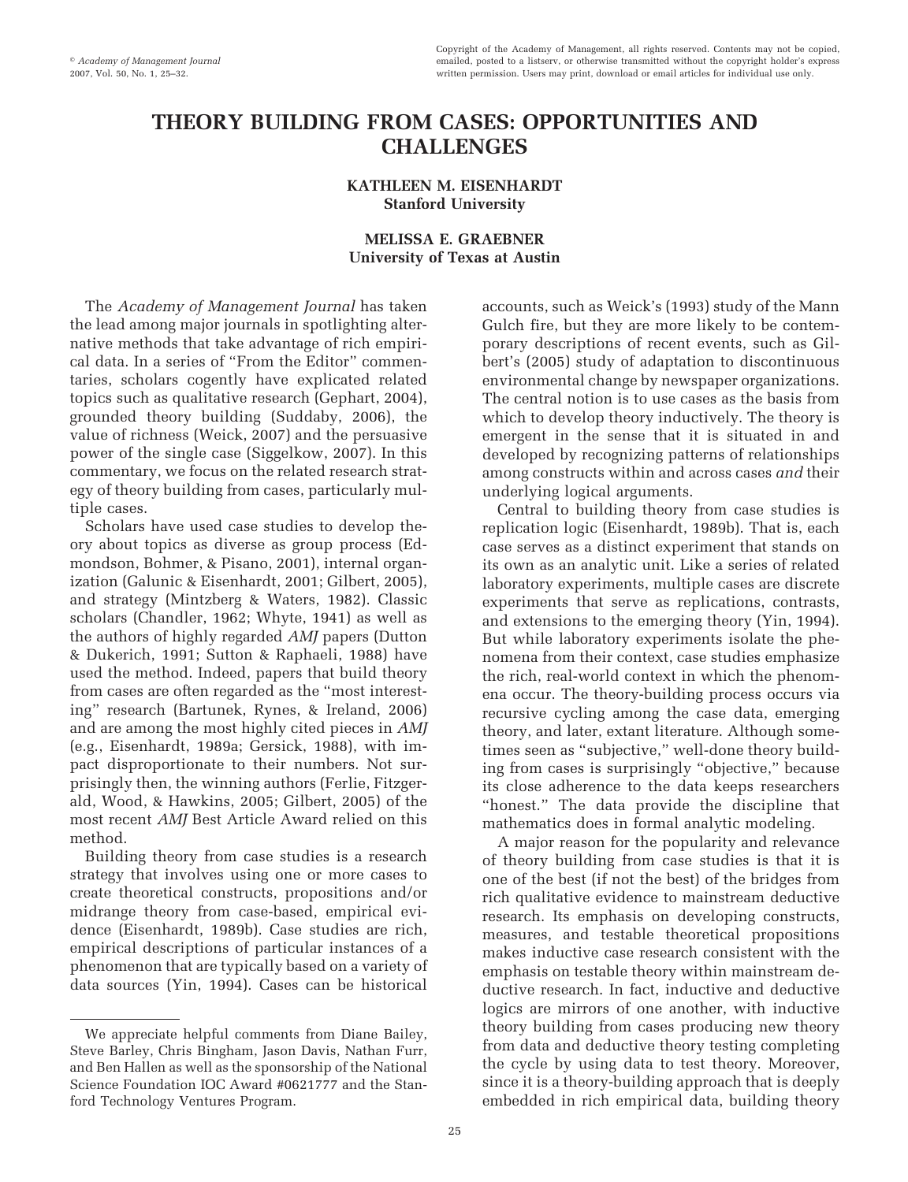# THEORY BUILDING FROM CASES: OPPORTUNITIES AND CHALLENGES

**KATHLEEN M. EISENHARDT**
**Stanford University**

**MELISSA E. GRAEBNER**
**University of Texas at Austin**

The *Academy of Management Journal* has taken the lead among major journals in spotlighting alternative methods that take advantage of rich empirical data. In a series of "From the Editor" commentaries, scholars cogently have explicated related topics such as qualitative research (Gephart, 2004), grounded theory building (Suddaby, 2006), the value of richness (Weick, 2007) and the persuasive power of the single case (Siggelkow, 2007). In this commentary, we focus on the related research strategy of theory building from cases, particularly multiple cases.

Scholars have used case studies to develop theory about topics as diverse as group process (Edmondson, Bohmer, & Pisano, 2001), internal organization (Galunic & Eisenhardt, 2001; Gilbert, 2005), and strategy (Mintzberg & Waters, 1982). Classic scholars (Chandler, 1962; Whyte, 1941) as well as the authors of highly regarded *AMJ* papers (Dutton & Dukerich, 1991; Sutton & Raphaeli, 1988) have used the method. Indeed, papers that build theory from cases are often regarded as the "most interesting" research (Bartunek, Rynes, & Ireland, 2006) and are among the most highly cited pieces in *AMJ* (e.g., Eisenhardt, 1989a; Gersick, 1988), with impact disproportionate to their numbers. Not surprisingly then, the winning authors (Ferlie, Fitzgerald, Wood, & Hawkins, 2005; Gilbert, 2005) of the most recent *AMJ* Best Article Award relied on this method.

Building theory from case studies is a research strategy that involves using one or more cases to create theoretical constructs, propositions and/or midrange theory from case-based, empirical evidence (Eisenhardt, 1989b). Case studies are rich, empirical descriptions of particular instances of a phenomenon that are typically based on a variety of data sources (Yin, 1994). Cases can be historical accounts, such as Weick's (1993) study of the Mann Gulch fire, but they are more likely to be contemporary descriptions of recent events, such as Gilbert's (2005) study of adaptation to discontinuous environmental change by newspaper organizations. The central notion is to use cases as the basis from which to develop theory inductively. The theory is emergent in the sense that it is situated in and developed by recognizing patterns of relationships among constructs within and across cases *and* their underlying logical arguments.

Central to building theory from case studies is replication logic (Eisenhardt, 1989b). That is, each case serves as a distinct experiment that stands on its own as an analytic unit. Like a series of related laboratory experiments, multiple cases are discrete experiments that serve as replications, contrasts, and extensions to the emerging theory (Yin, 1994). But while laboratory experiments isolate the phenomena from their context, case studies emphasize the rich, real-world context in which the phenomena occur. The theory-building process occurs via recursive cycling among the case data, emerging theory, and later, extant literature. Although sometimes seen as "subjective," well-done theory building from cases is surprisingly "objective," because its close adherence to the data keeps researchers "honest." The data provide the discipline that mathematics does in formal analytic modeling.

A major reason for the popularity and relevance of theory building from case studies is that it is one of the best (if not the best) of the bridges from rich qualitative evidence to mainstream deductive research. Its emphasis on developing constructs, measures, and testable theoretical propositions makes inductive case research consistent with the emphasis on testable theory within mainstream deductive research. In fact, inductive and deductive logics are mirrors of one another, with inductive theory building from cases producing new theory from data and deductive theory testing completing the cycle by using data to test theory. Moreover, since it is a theory-building approach that is deeply embedded in rich empirical data, building theory

---

We appreciate helpful comments from Diane Bailey, Steve Barley, Chris Bingham, Jason Davis, Nathan Furr, and Ben Hallen as well as the sponsorship of the National Science Foundation IOC Award #0621777 and the Stanford Technology Ventures Program.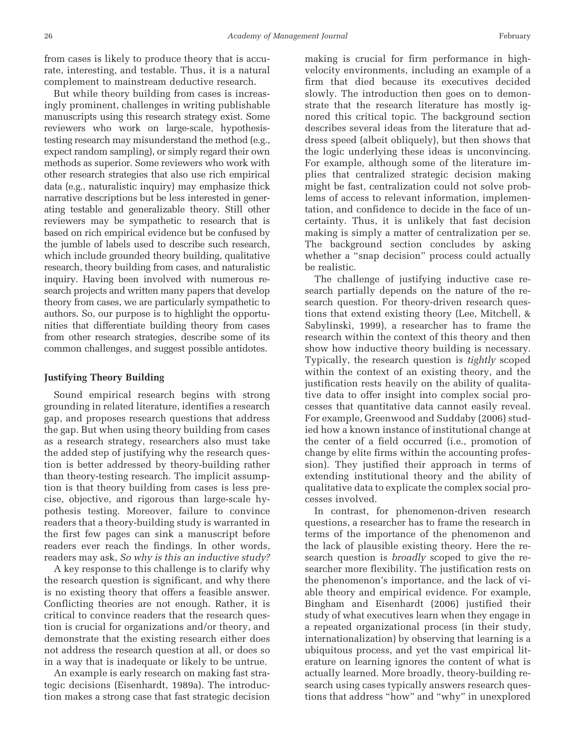from cases is likely to produce theory that is accurate, interesting, and testable. Thus, it is a natural complement to mainstream deductive research.

But while theory building from cases is increasingly prominent, challenges in writing publishable manuscripts using this research strategy exist. Some reviewers who work on large-scale, hypothesis-testing research may misunderstand the method (e.g., expect random sampling), or simply regard their own methods as superior. Some reviewers who work with other research strategies that also use rich empirical data (e.g., naturalistic inquiry) may emphasize thick narrative descriptions but be less interested in generating testable and generalizable theory. Still other reviewers may be sympathetic to research that is based on rich empirical evidence but be confused by the jumble of labels used to describe such research, which include grounded theory building, qualitative research, theory building from cases, and naturalistic inquiry. Having been involved with numerous research projects and written many papers that develop theory from cases, we are particularly sympathetic to authors. So, our purpose is to highlight the opportunities that differentiate building theory from cases from other research strategies, describe some of its common challenges, and suggest possible antidotes.

### Justifying Theory Building

Sound empirical research begins with strong grounding in related literature, identifies a research gap, and proposes research questions that address the gap. But when using theory building from cases as a research strategy, researchers also must take the added step of justifying why the research question is better addressed by theory-building rather than theory-testing research. The implicit assumption is that theory building from cases is less precise, objective, and rigorous than large-scale hypothesis testing. Moreover, failure to convince readers that a theory-building study is warranted in the first few pages can sink a manuscript before readers ever reach the findings. In other words, readers may ask, *So why is this an inductive study?*

A key response to this challenge is to clarify why the research question is significant, and why there is no existing theory that offers a feasible answer. Conflicting theories are not enough. Rather, it is critical to convince readers that the research question is crucial for organizations and/or theory, and demonstrate that the existing research either does not address the research question at all, or does so in a way that is inadequate or likely to be untrue.

An example is early research on making fast strategic decisions (Eisenhardt, 1989a). The introduction makes a strong case that fast strategic decision making is crucial for firm performance in high-velocity environments, including an example of a firm that died because its executives decided slowly. The introduction then goes on to demonstrate that the research literature has mostly ignored this critical topic. The background section describes several ideas from the literature that address speed (albeit obliquely), but then shows that the logic underlying these ideas is unconvincing. For example, although some of the literature implies that centralized strategic decision making might be fast, centralization could not solve problems of access to relevant information, implementation, and confidence to decide in the face of uncertainty. Thus, it is unlikely that fast decision making is simply a matter of centralization per se. The background section concludes by asking whether a "snap decision" process could actually be realistic.

The challenge of justifying inductive case research partially depends on the nature of the research question. For theory-driven research questions that extend existing theory (Lee, Mitchell, & Sabylinski, 1999), a researcher has to frame the research within the context of this theory and then show how inductive theory building is necessary. Typically, the research question is *tightly* scoped within the context of an existing theory, and the justification rests heavily on the ability of qualitative data to offer insight into complex social processes that quantitative data cannot easily reveal. For example, Greenwood and Suddaby (2006) studied how a known instance of institutional change at the center of a field occurred (i.e., promotion of change by elite firms within the accounting profession). They justified their approach in terms of extending institutional theory and the ability of qualitative data to explicate the complex social processes involved.

In contrast, for phenomenon-driven research questions, a researcher has to frame the research in terms of the importance of the phenomenon and the lack of plausible existing theory. Here the research question is *broadly* scoped to give the researcher more flexibility. The justification rests on the phenomenon's importance, and the lack of viable theory and empirical evidence. For example, Bingham and Eisenhardt (2006) justified their study of what executives learn when they engage in a repeated organizational process (in their study, internationalization) by observing that learning is a ubiquitous process, and yet the vast empirical literature on learning ignores the content of what is actually learned. More broadly, theory-building research using cases typically answers research questions that address "how" and "why" in unexplored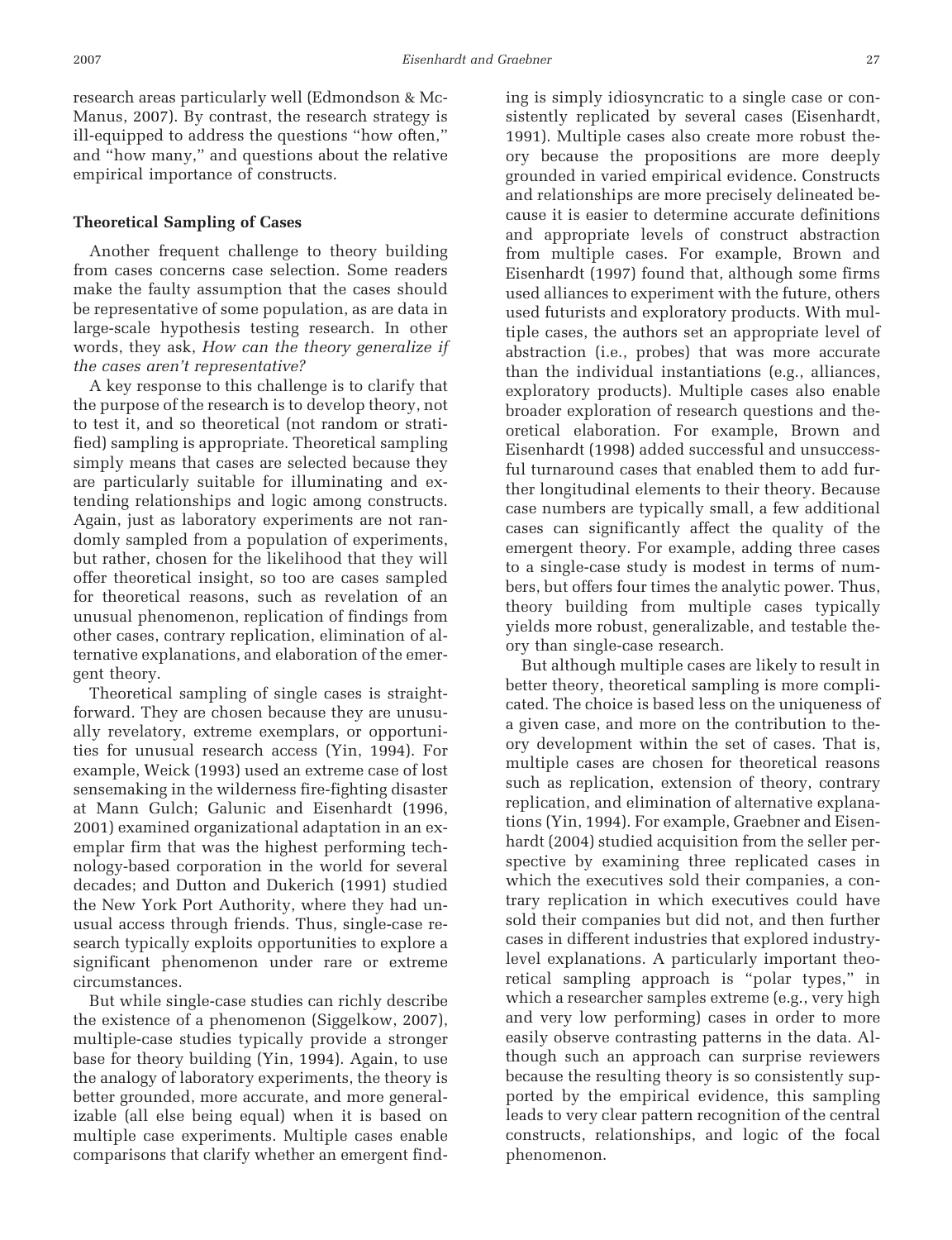research areas particularly well (Edmondson & McManus, 2007). By contrast, the research strategy is ill-equipped to address the questions "how often," and "how many," and questions about the relative empirical importance of constructs.

### Theoretical Sampling of Cases

Another frequent challenge to theory building from cases concerns case selection. Some readers make the faulty assumption that the cases should be representative of some population, as are data in large-scale hypothesis testing research. In other words, they ask, *How can the theory generalize if the cases aren't representative?*

A key response to this challenge is to clarify that the purpose of the research is to develop theory, not to test it, and so theoretical (not random or stratified) sampling is appropriate. Theoretical sampling simply means that cases are selected because they are particularly suitable for illuminating and extending relationships and logic among constructs. Again, just as laboratory experiments are not randomly sampled from a population of experiments, but rather, chosen for the likelihood that they will offer theoretical insight, so too are cases sampled for theoretical reasons, such as revelation of an unusual phenomenon, replication of findings from other cases, contrary replication, elimination of alternative explanations, and elaboration of the emergent theory.

Theoretical sampling of single cases is straightforward. They are chosen because they are unusually revelatory, extreme exemplars, or opportunities for unusual research access (Yin, 1994). For example, Weick (1993) used an extreme case of lost sensemaking in the wilderness fire-fighting disaster at Mann Gulch; Galunic and Eisenhardt (1996, 2001) examined organizational adaptation in an exemplar firm that was the highest performing technology-based corporation in the world for several decades; and Dutton and Dukerich (1991) studied the New York Port Authority, where they had unusual access through friends. Thus, single-case research typically exploits opportunities to explore a significant phenomenon under rare or extreme circumstances.

But while single-case studies can richly describe the existence of a phenomenon (Siggelkow, 2007), multiple-case studies typically provide a stronger base for theory building (Yin, 1994). Again, to use the analogy of laboratory experiments, the theory is better grounded, more accurate, and more generalizable (all else being equal) when it is based on multiple case experiments. Multiple cases enable comparisons that clarify whether an emergent finding is simply idiosyncratic to a single case or consistently replicated by several cases (Eisenhardt, 1991). Multiple cases also create more robust theory because the propositions are more deeply grounded in varied empirical evidence. Constructs and relationships are more precisely delineated because it is easier to determine accurate definitions and appropriate levels of construct abstraction from multiple cases. For example, Brown and Eisenhardt (1997) found that, although some firms used alliances to experiment with the future, others used futurists and exploratory products. With multiple cases, the authors set an appropriate level of abstraction (i.e., probes) that was more accurate than the individual instantiations (e.g., alliances, exploratory products). Multiple cases also enable broader exploration of research questions and theoretical elaboration. For example, Brown and Eisenhardt (1998) added successful and unsuccessful turnaround cases that enabled them to add further longitudinal elements to their theory. Because case numbers are typically small, a few additional cases can significantly affect the quality of the emergent theory. For example, adding three cases to a single-case study is modest in terms of numbers, but offers four times the analytic power. Thus, theory building from multiple cases typically yields more robust, generalizable, and testable theory than single-case research.

But although multiple cases are likely to result in better theory, theoretical sampling is more complicated. The choice is based less on the uniqueness of a given case, and more on the contribution to theory development within the set of cases. That is, multiple cases are chosen for theoretical reasons such as replication, extension of theory, contrary replication, and elimination of alternative explanations (Yin, 1994). For example, Graebner and Eisenhardt (2004) studied acquisition from the seller perspective by examining three replicated cases in which the executives sold their companies, a contrary replication in which executives could have sold their companies but did not, and then further cases in different industries that explored industry-level explanations. A particularly important theoretical sampling approach is "polar types," in which a researcher samples extreme (e.g., very high and very low performing) cases in order to more easily observe contrasting patterns in the data. Although such an approach can surprise reviewers because the resulting theory is so consistently supported by the empirical evidence, this sampling leads to very clear pattern recognition of the central constructs, relationships, and logic of the focal phenomenon.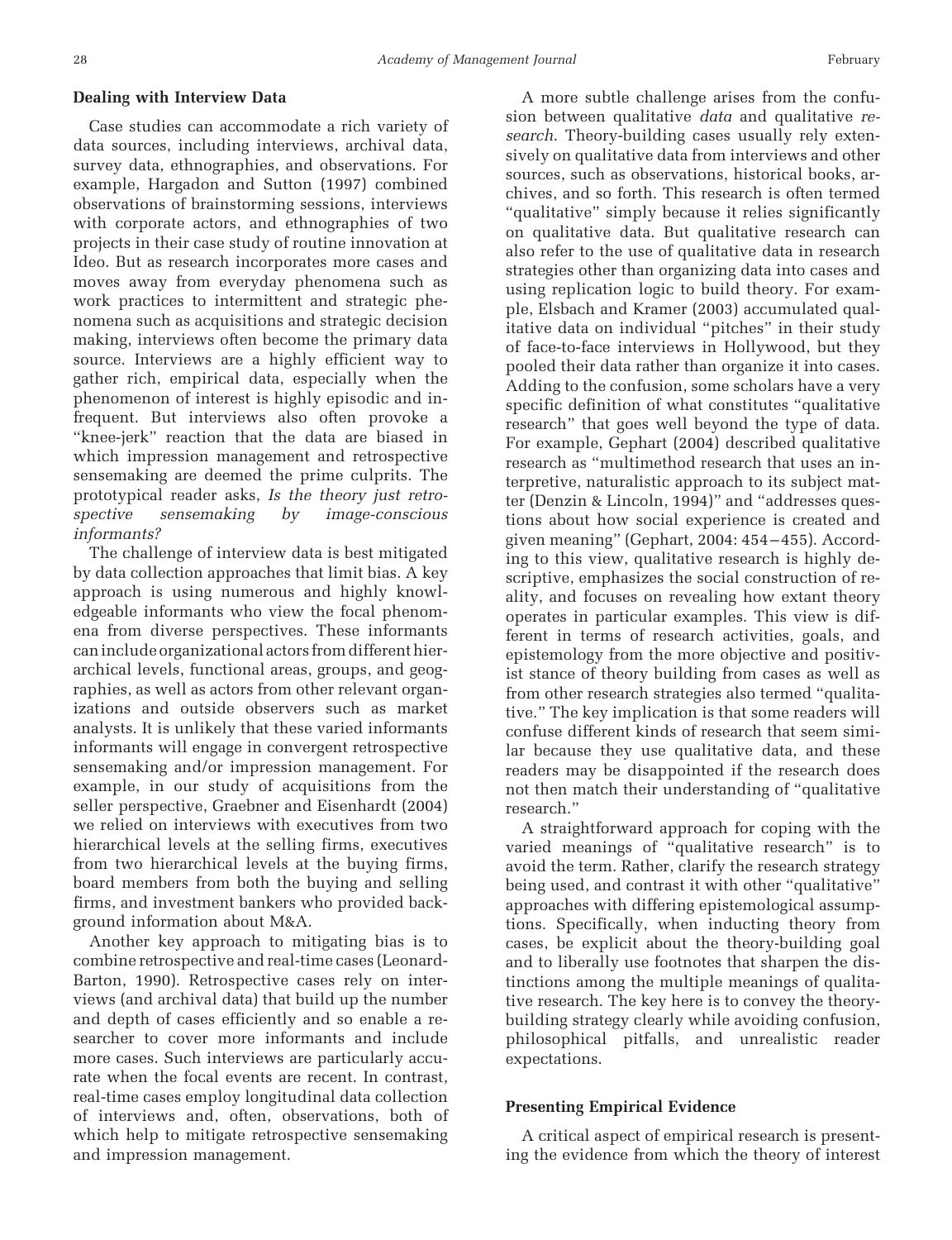### Dealing with Interview Data

Case studies can accommodate a rich variety of data sources, including interviews, archival data, survey data, ethnographies, and observations. For example, Hargadon and Sutton (1997) combined observations of brainstorming sessions, interviews with corporate actors, and ethnographies of two projects in their case study of routine innovation at Ideo. But as research incorporates more cases and moves away from everyday phenomena such as work practices to intermittent and strategic phenomena such as acquisitions and strategic decision making, interviews often become the primary data source. Interviews are a highly efficient way to gather rich, empirical data, especially when the phenomenon of interest is highly episodic and infrequent. But interviews also often provoke a "knee-jerk" reaction that the data are biased in which impression management and retrospective sensemaking are deemed the prime culprits. The prototypical reader asks, *Is the theory just retrospective sensemaking by image-conscious informants?*

The challenge of interview data is best mitigated by data collection approaches that limit bias. A key approach is using numerous and highly knowledgeable informants who view the focal phenomena from diverse perspectives. These informants can include organizational actors from different hierarchical levels, functional areas, groups, and geographies, as well as actors from other relevant organizations and outside observers such as market analysts. It is unlikely that these varied informants informants will engage in convergent retrospective sensemaking and/or impression management. For example, in our study of acquisitions from the seller perspective, Graebner and Eisenhardt (2004) we relied on interviews with executives from two hierarchical levels at the selling firms, executives from two hierarchical levels at the buying firms, board members from both the buying and selling firms, and investment bankers who provided background information about M&A.

Another key approach to mitigating bias is to combine retrospective and real-time cases (Leonard-Barton, 1990). Retrospective cases rely on interviews (and archival data) that build up the number and depth of cases efficiently and so enable a researcher to cover more informants and include more cases. Such interviews are particularly accurate when the focal events are recent. In contrast, real-time cases employ longitudinal data collection of interviews and, often, observations, both of which help to mitigate retrospective sensemaking and impression management.

A more subtle challenge arises from the confusion between qualitative *data* and qualitative *research*. Theory-building cases usually rely extensively on qualitative data from interviews and other sources, such as observations, historical books, archives, and so forth. This research is often termed "qualitative" simply because it relies significantly on qualitative data. But qualitative research can also refer to the use of qualitative data in research strategies other than organizing data into cases and using replication logic to build theory. For example, Elsbach and Kramer (2003) accumulated qualitative data on individual "pitches" in their study of face-to-face interviews in Hollywood, but they pooled their data rather than organize it into cases. Adding to the confusion, some scholars have a very specific definition of what constitutes "qualitative research" that goes well beyond the type of data. For example, Gephart (2004) described qualitative research as "multimethod research that uses an interpretive, naturalistic approach to its subject matter (Denzin & Lincoln, 1994)" and "addresses questions about how social experience is created and given meaning" (Gephart, 2004: 454–455). According to this view, qualitative research is highly descriptive, emphasizes the social construction of reality, and focuses on revealing how extant theory operates in particular examples. This view is different in terms of research activities, goals, and epistemology from the more objective and positivist stance of theory building from cases as well as from other research strategies also termed "qualitative." The key implication is that some readers will confuse different kinds of research that seem similar because they use qualitative data, and these readers may be disappointed if the research does not then match their understanding of "qualitative research."

A straightforward approach for coping with the varied meanings of "qualitative research" is to avoid the term. Rather, clarify the research strategy being used, and contrast it with other "qualitative" approaches with differing epistemological assumptions. Specifically, when inducting theory from cases, be explicit about the theory-building goal and to liberally use footnotes that sharpen the distinctions among the multiple meanings of qualitative research. The key here is to convey the theory-building strategy clearly while avoiding confusion, philosophical pitfalls, and unrealistic reader expectations.

### Presenting Empirical Evidence

A critical aspect of empirical research is presenting the evidence from which the theory of interest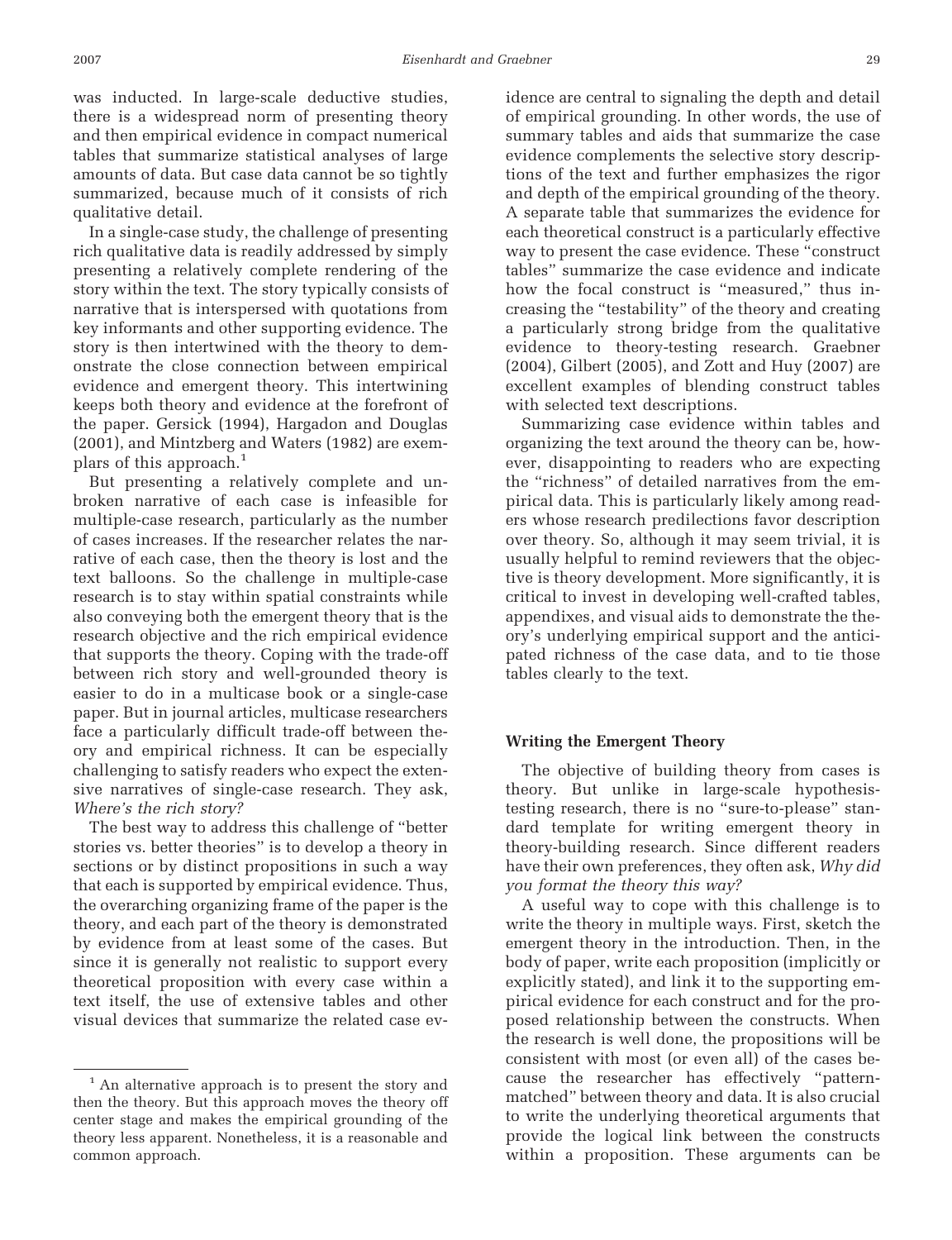was inducted. In large-scale deductive studies, there is a widespread norm of presenting theory and then empirical evidence in compact numerical tables that summarize statistical analyses of large amounts of data. But case data cannot be so tightly summarized, because much of it consists of rich qualitative detail.

In a single-case study, the challenge of presenting rich qualitative data is readily addressed by simply presenting a relatively complete rendering of the story within the text. The story typically consists of narrative that is interspersed with quotations from key informants and other supporting evidence. The story is then intertwined with the theory to demonstrate the close connection between empirical evidence and emergent theory. This intertwining keeps both theory and evidence at the forefront of the paper. Gersick (1994), Hargadon and Douglas (2001), and Mintzberg and Waters (1982) are exemplars of this approach.[1]

But presenting a relatively complete and unbroken narrative of each case is infeasible for multiple-case research, particularly as the number of cases increases. If the researcher relates the narrative of each case, then the theory is lost and the text balloons. So the challenge in multiple-case research is to stay within spatial constraints while also conveying both the emergent theory that is the research objective and the rich empirical evidence that supports the theory. Coping with the trade-off between rich story and well-grounded theory is easier to do in a multicase book or a single-case paper. But in journal articles, multicase researchers face a particularly difficult trade-off between theory and empirical richness. It can be especially challenging to satisfy readers who expect the extensive narratives of single-case research. They ask, *Where's the rich story?*

The best way to address this challenge of "better stories vs. better theories" is to develop a theory in sections or by distinct propositions in such a way that each is supported by empirical evidence. Thus, the overarching organizing frame of the paper is the theory, and each part of the theory is demonstrated by evidence from at least some of the cases. But since it is generally not realistic to support every theoretical proposition with every case within a text itself, the use of extensive tables and other visual devices that summarize the related case evidence are central to signaling the depth and detail of empirical grounding. In other words, the use of summary tables and aids that summarize the case evidence complements the selective story descriptions of the text and further emphasizes the rigor and depth of the empirical grounding of the theory. A separate table that summarizes the evidence for each theoretical construct is a particularly effective way to present the case evidence. These "construct tables" summarize the case evidence and indicate how the focal construct is "measured," thus increasing the "testability" of the theory and creating a particularly strong bridge from the qualitative evidence to theory-testing research. Graebner (2004), Gilbert (2005), and Zott and Huy (2007) are excellent examples of blending construct tables with selected text descriptions.

Summarizing case evidence within tables and organizing the text around the theory can be, however, disappointing to readers who are expecting the "richness" of detailed narratives from the empirical data. This is particularly likely among readers whose research predilections favor description over theory. So, although it may seem trivial, it is usually helpful to remind reviewers that the objective is theory development. More significantly, it is critical to invest in developing well-crafted tables, appendixes, and visual aids to demonstrate the theory's underlying empirical support and the anticipated richness of the case data, and to tie those tables clearly to the text.

### Writing the Emergent Theory

The objective of building theory from cases is theory. But unlike in large-scale hypothesis-testing research, there is no "sure-to-please" standard template for writing emergent theory in theory-building research. Since different readers have their own preferences, they often ask, *Why did you format the theory this way?*

A useful way to cope with this challenge is to write the theory in multiple ways. First, sketch the emergent theory in the introduction. Then, in the body of paper, write each proposition (implicitly or explicitly stated), and link it to the supporting empirical evidence for each construct and for the proposed relationship between the constructs. When the research is well done, the propositions will be consistent with most (or even all) of the cases because the researcher has effectively "pattern-matched" between theory and data. It is also crucial to write the underlying theoretical arguments that provide the logical link between the constructs within a proposition. These arguments can be

---

[1] An alternative approach is to present the story and then the theory. But this approach moves the theory off center stage and makes the empirical grounding of the theory less apparent. Nonetheless, it is a reasonable and common approach.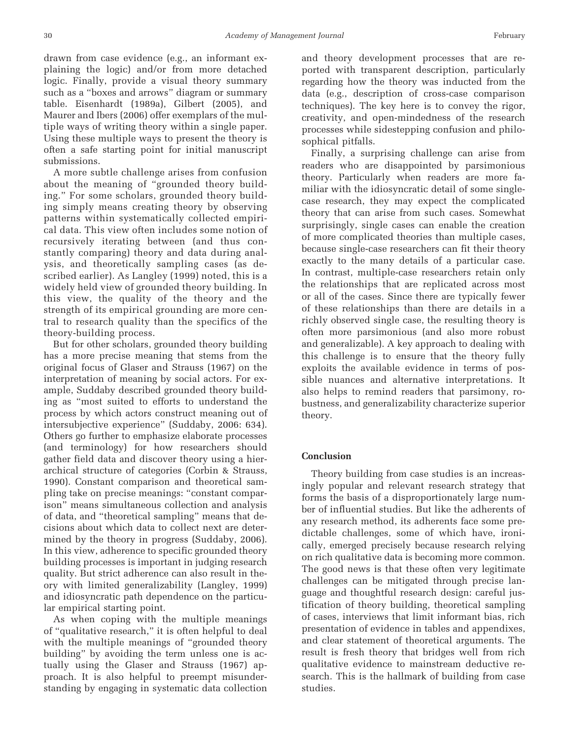drawn from case evidence (e.g., an informant explaining the logic) and/or from more detached logic. Finally, provide a visual theory summary such as a "boxes and arrows" diagram or summary table. Eisenhardt (1989a), Gilbert (2005), and Maurer and Ibers (2006) offer exemplars of the multiple ways of writing theory within a single paper. Using these multiple ways to present the theory is often a safe starting point for initial manuscript submissions.

A more subtle challenge arises from confusion about the meaning of "grounded theory building." For some scholars, grounded theory building simply means creating theory by observing patterns within systematically collected empirical data. This view often includes some notion of recursively iterating between (and thus constantly comparing) theory and data during analysis, and theoretically sampling cases (as described earlier). As Langley (1999) noted, this is a widely held view of grounded theory building. In this view, the quality of the theory and the strength of its empirical grounding are more central to research quality than the specifics of the theory-building process.

But for other scholars, grounded theory building has a more precise meaning that stems from the original focus of Glaser and Strauss (1967) on the interpretation of meaning by social actors. For example, Suddaby described grounded theory building as "most suited to efforts to understand the process by which actors construct meaning out of intersubjective experience" (Suddaby, 2006: 634). Others go further to emphasize elaborate processes (and terminology) for how researchers should gather field data and discover theory using a hierarchical structure of categories (Corbin & Strauss, 1990). Constant comparison and theoretical sampling take on precise meanings: "constant comparison" means simultaneous collection and analysis of data, and "theoretical sampling" means that decisions about which data to collect next are determined by the theory in progress (Suddaby, 2006). In this view, adherence to specific grounded theory building processes is important in judging research quality. But strict adherence can also result in theory with limited generalizability (Langley, 1999) and idiosyncratic path dependence on the particular empirical starting point.

As when coping with the multiple meanings of "qualitative research," it is often helpful to deal with the multiple meanings of "grounded theory building" by avoiding the term unless one is actually using the Glaser and Strauss (1967) approach. It is also helpful to preempt misunderstanding by engaging in systematic data collection and theory development processes that are reported with transparent description, particularly regarding how the theory was inducted from the data (e.g., description of cross-case comparison techniques). The key here is to convey the rigor, creativity, and open-mindedness of the research processes while sidestepping confusion and philosophical pitfalls.

Finally, a surprising challenge can arise from readers who are disappointed by parsimonious theory. Particularly when readers are more familiar with the idiosyncratic detail of some single-case research, they may expect the complicated theory that can arise from such cases. Somewhat surprisingly, single cases can enable the creation of more complicated theories than multiple cases, because single-case researchers can fit their theory exactly to the many details of a particular case. In contrast, multiple-case researchers retain only the relationships that are replicated across most or all of the cases. Since there are typically fewer of these relationships than there are details in a richly observed single case, the resulting theory is often more parsimonious (and also more robust and generalizable). A key approach to dealing with this challenge is to ensure that the theory fully exploits the available evidence in terms of possible nuances and alternative interpretations. It also helps to remind readers that parsimony, robustness, and generalizability characterize superior theory.

## Conclusion

Theory building from case studies is an increasingly popular and relevant research strategy that forms the basis of a disproportionately large number of influential studies. But like the adherents of any research method, its adherents face some predictable challenges, some of which have, ironically, emerged precisely because research relying on rich qualitative data is becoming more common. The good news is that these often very legitimate challenges can be mitigated through precise language and thoughtful research design: careful justification of theory building, theoretical sampling of cases, interviews that limit informant bias, rich presentation of evidence in tables and appendixes, and clear statement of theoretical arguments. The result is fresh theory that bridges well from rich qualitative evidence to mainstream deductive research. This is the hallmark of building from case studies.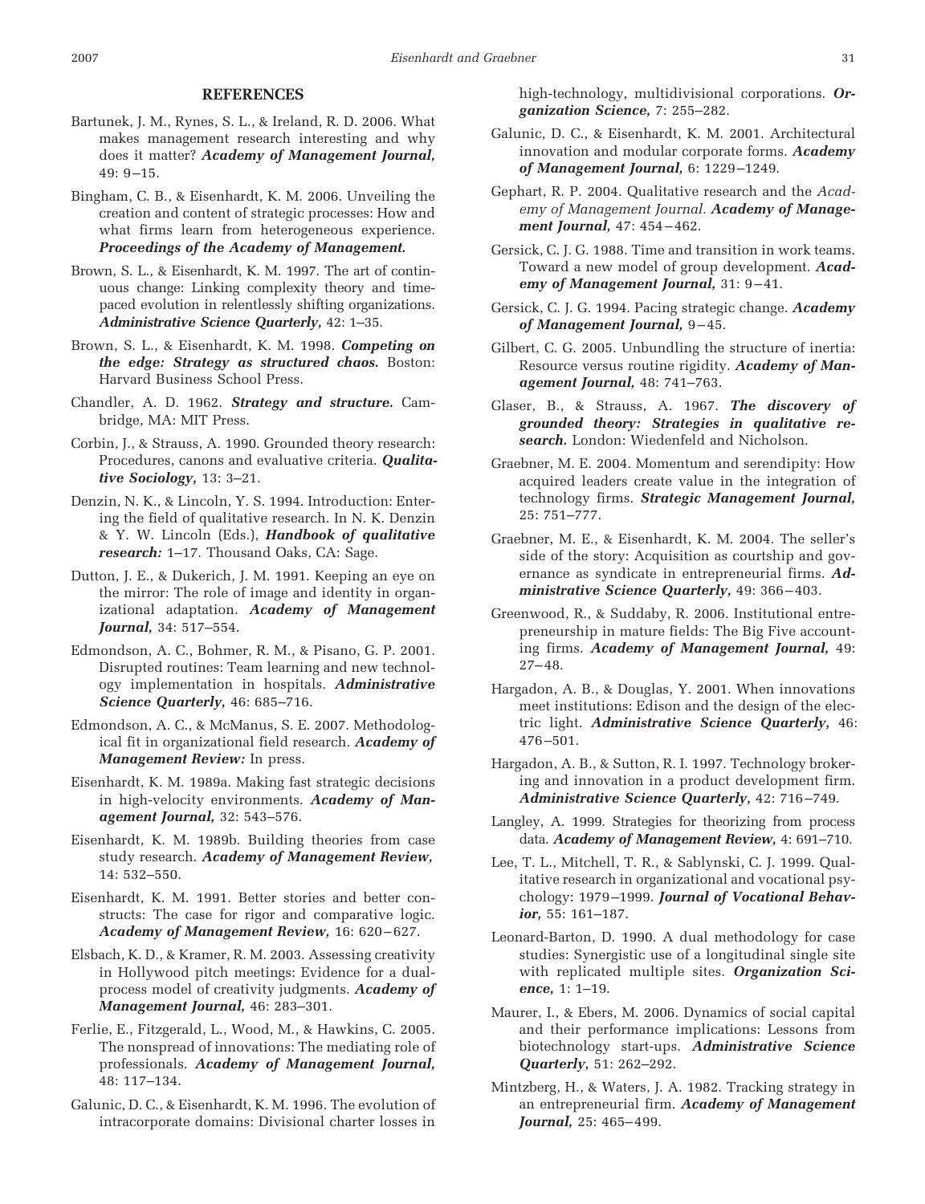## REFERENCES

Bartunek, J. M., Rynes, S. L., & Ireland, R. D. 2006. What makes management research interesting and why does it matter? ***Academy of Management Journal,*** 49: 9–15.

Bingham, C. B., & Eisenhardt, K. M. 2006. Unveiling the creation and content of strategic processes: How and what firms learn from heterogeneous experience. ***Proceedings of the Academy of Management.***

Brown, S. L., & Eisenhardt, K. M. 1997. The art of continuous change: Linking complexity theory and time-paced evolution in relentlessly shifting organizations. ***Administrative Science Quarterly,*** 42: 1–35.

Brown, S. L., & Eisenhardt, K. M. 1998. ***Competing on the edge: Strategy as structured chaos.*** Boston: Harvard Business School Press.

Chandler, A. D. 1962. ***Strategy and structure.*** Cambridge, MA: MIT Press.

Corbin, J., & Strauss, A. 1990. Grounded theory research: Procedures, canons and evaluative criteria. ***Qualitative Sociology,*** 13: 3–21.

Denzin, N. K., & Lincoln, Y. S. 1994. Introduction: Entering the field of qualitative research. In N. K. Denzin & Y. W. Lincoln (Eds.), ***Handbook of qualitative research:*** 1–17. Thousand Oaks, CA: Sage.

Dutton, J. E., & Dukerich, J. M. 1991. Keeping an eye on the mirror: The role of image and identity in organizational adaptation. ***Academy of Management Journal,*** 34: 517–554.

Edmondson, A. C., Bohmer, R. M., & Pisano, G. P. 2001. Disrupted routines: Team learning and new technology implementation in hospitals. ***Administrative Science Quarterly,*** 46: 685–716.

Edmondson, A. C., & McManus, S. E. 2007. Methodological fit in organizational field research. ***Academy of Management Review:*** In press.

Eisenhardt, K. M. 1989a. Making fast strategic decisions in high-velocity environments. ***Academy of Management Journal,*** 32: 543–576.

Eisenhardt, K. M. 1989b. Building theories from case study research. ***Academy of Management Review,*** 14: 532–550.

Eisenhardt, K. M. 1991. Better stories and better constructs: The case for rigor and comparative logic. ***Academy of Management Review,*** 16: 620–627.

Elsbach, K. D., & Kramer, R. M. 2003. Assessing creativity in Hollywood pitch meetings: Evidence for a dual-process model of creativity judgments. ***Academy of Management Journal,*** 46: 283–301.

Ferlie, E., Fitzgerald, L., Wood, M., & Hawkins, C. 2005. The nonspread of innovations: The mediating role of professionals. ***Academy of Management Journal,*** 48: 117–134.

Galunic, D. C., & Eisenhardt, K. M. 1996. The evolution of intracorporate domains: Divisional charter losses in high-technology, multidivisional corporations. ***Organization Science,*** 7: 255–282.

Galunic, D. C., & Eisenhardt, K. M. 2001. Architectural innovation and modular corporate forms. ***Academy of Management Journal,*** 6: 1229–1249.

Gephart, R. P. 2004. Qualitative research and the *Academy of Management Journal.* ***Academy of Management Journal,*** 47: 454–462.

Gersick, C. J. G. 1988. Time and transition in work teams. Toward a new model of group development. ***Academy of Management Journal,*** 31: 9–41.

Gersick, C. J. G. 1994. Pacing strategic change. ***Academy of Management Journal,*** 9–45.

Gilbert, C. G. 2005. Unbundling the structure of inertia: Resource versus routine rigidity. ***Academy of Management Journal,*** 48: 741–763.

Glaser, B., & Strauss, A. 1967. ***The discovery of grounded theory: Strategies in qualitative research.*** London: Wiedenfeld and Nicholson.

Graebner, M. E. 2004. Momentum and serendipity: How acquired leaders create value in the integration of technology firms. ***Strategic Management Journal,*** 25: 751–777.

Graebner, M. E., & Eisenhardt, K. M. 2004. The seller's side of the story: Acquisition as courtship and governance as syndicate in entrepreneurial firms. ***Administrative Science Quarterly,*** 49: 366–403.

Greenwood, R., & Suddaby, R. 2006. Institutional entrepreneurship in mature fields: The Big Five accounting firms. ***Academy of Management Journal,*** 49: 27–48.

Hargadon, A. B., & Douglas, Y. 2001. When innovations meet institutions: Edison and the design of the electric light. ***Administrative Science Quarterly,*** 46: 476–501.

Hargadon, A. B., & Sutton, R. I. 1997. Technology brokering and innovation in a product development firm. ***Administrative Science Quarterly,*** 42: 716–749.

Langley, A. 1999. Strategies for theorizing from process data. ***Academy of Management Review,*** 4: 691–710.

Lee, T. L., Mitchell, T. R., & Sablynski, C. J. 1999. Qualitative research in organizational and vocational psychology: 1979–1999. ***Journal of Vocational Behavior,*** 55: 161–187.

Leonard-Barton, D. 1990. A dual methodology for case studies: Synergistic use of a longitudinal single site with replicated multiple sites. ***Organization Science,*** 1: 1–19.

Maurer, I., & Ebers, M. 2006. Dynamics of social capital and their performance implications: Lessons from biotechnology start-ups. ***Administrative Science Quarterly,*** 51: 262–292.

Mintzberg, H., & Waters, J. A. 1982. Tracking strategy in an entrepreneurial firm. ***Academy of Management Journal,*** 25: 465–499.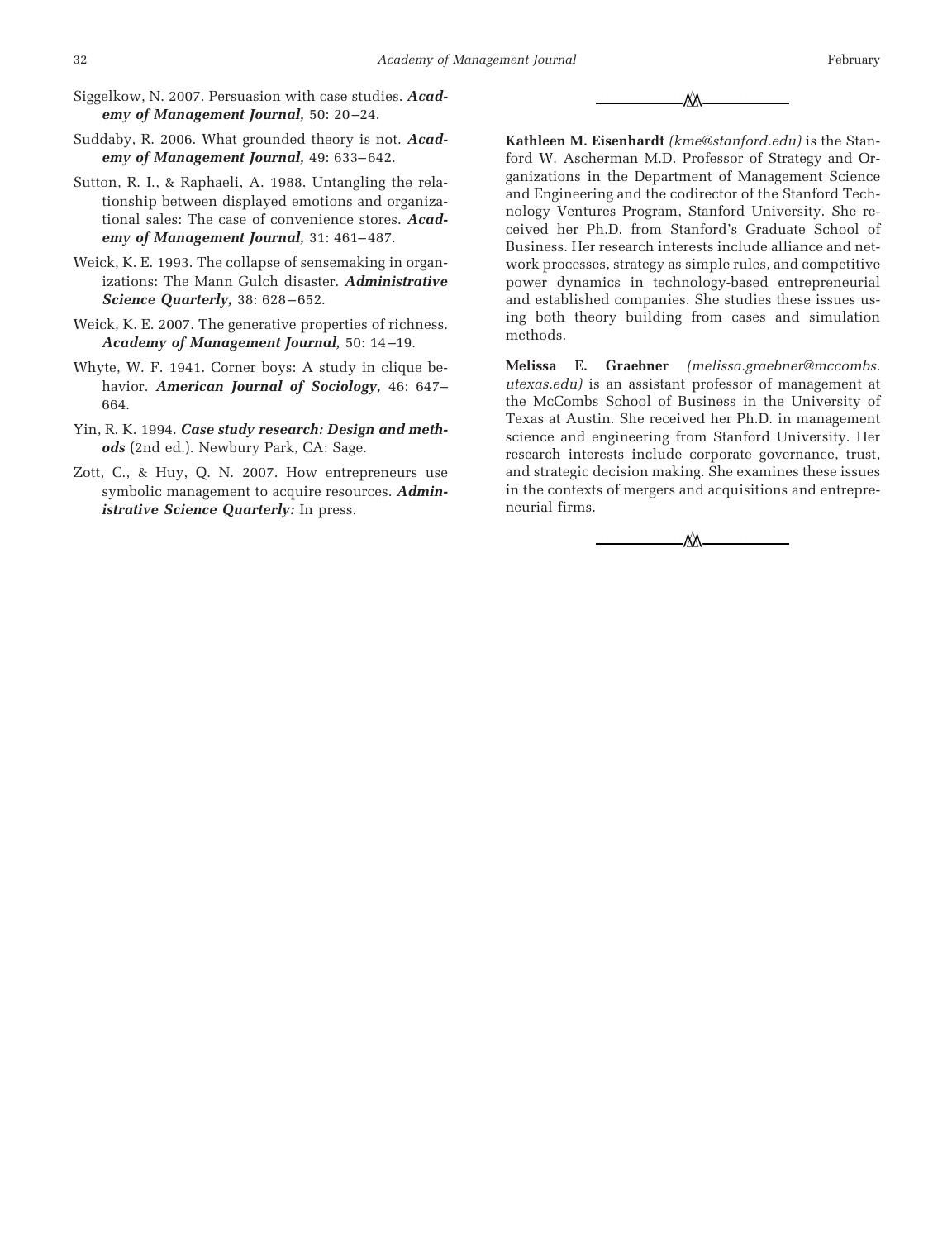Siggelkow, N. 2007. Persuasion with case studies. ***Academy of Management Journal,*** 50: 20–24.

Suddaby, R. 2006. What grounded theory is not. ***Academy of Management Journal,*** 49: 633–642.

Sutton, R. I., & Raphaeli, A. 1988. Untangling the relationship between displayed emotions and organizational sales: The case of convenience stores. ***Academy of Management Journal,*** 31: 461–487.

Weick, K. E. 1993. The collapse of sensemaking in organizations: The Mann Gulch disaster. ***Administrative Science Quarterly,*** 38: 628–652.

Weick, K. E. 2007. The generative properties of richness. ***Academy of Management Journal,*** 50: 14–19.

Whyte, W. F. 1941. Corner boys: A study in clique behavior. ***American Journal of Sociology,*** 46: 647–664.

Yin, R. K. 1994. ***Case study research: Design and methods*** (2nd ed.). Newbury Park, CA: Sage.

Zott, C., & Huy, Q. N. 2007. How entrepreneurs use symbolic management to acquire resources. ***Administrative Science Quarterly:*** In press.

---

**Kathleen M. Eisenhardt** *(kme@stanford.edu)* is the Stanford W. Ascherman M.D. Professor of Strategy and Organizations in the Department of Management Science and Engineering and the codirector of the Stanford Technology Ventures Program, Stanford University. She received her Ph.D. from Stanford's Graduate School of Business. Her research interests include alliance and network processes, strategy as simple rules, and competitive power dynamics in technology-based entrepreneurial and established companies. She studies these issues using both theory building from cases and simulation methods.

**Melissa E. Graebner** *(melissa.graebner@mccombs.utexas.edu)* is an assistant professor of management at the McCombs School of Business in the University of Texas at Austin. She received her Ph.D. in management science and engineering from Stanford University. Her research interests include corporate governance, trust, and strategic decision making. She examines these issues in the contexts of mergers and acquisitions and entrepreneurial firms.

---